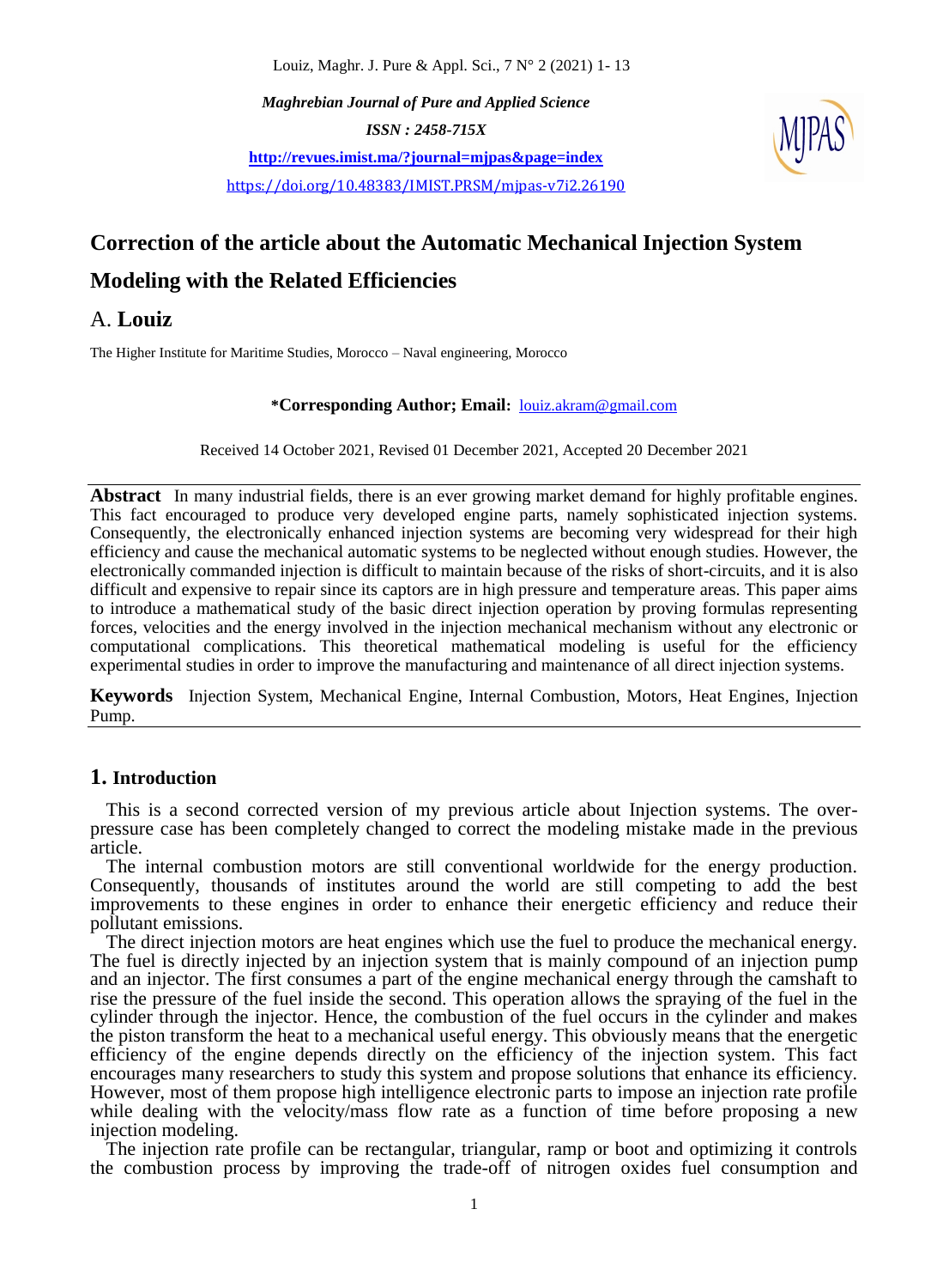*Maghrebian Journal of Pure and Applied Science*

*ISSN : 2458-715X*

**http://revues.imist.ma/?journal=mjpas&page=index**

https://doi.org/10.48383/IMIST.PRSM/mjpas-v7i2.26190

# Correction of the article about the Automatic Mechanical Injection System Modeling with the Related Efficiencies

## A. **Louiz**

The Higher Institute for Maritime Studies, Morocco – Naval engineering, Morocco

**\*Corresponding Author; Email:** louiz.akram@gmail.com

Received 14 October 2021, Revised 01 December 2021, Accepted 20 December 2021

**Abstract** In many industrial fields, there is an ever growing market demand for highly profitable engines. This fact encouraged to produce very developed engine parts, namely sophisticated injection systems. Consequently, the electronically enhanced injection systems are becoming very widespread for their high efficiency and cause the mechanical automatic systems to be neglected without enough studies. However, the electronically commanded injection is difficult to maintain because of the risks of short-circuits, and it is also difficult and expensive to repair since its captors are in high pressure and temperature areas. This paper aims to introduce a mathematical study of the basic direct injection operation by proving formulas representing forces, velocities and the energy involved in the injection mechanical mechanism without any electronic or computational complications. This theoretical mathematical modeling is useful for the efficiency experimental studies in order to improve the manufacturing and maintenance of all direct injection systems.

**Keywords** Injection System, Mechanical Engine, Internal Combustion, Motors, Heat Engines, Injection Pump.

## 1. Introduction

This is a second corrected version of my previous article about Injection systems. The over-pressure case has been completely changed to correct the modeling mistake made in the previous article.

The internal combustion motors are still conventional worldwide for the energy production. Consequently, thousands of institutes around the world are still competing to add the best improvements to these engines in order to enhance their energetic efficiency and reduce their pollutant emissions.

The direct injection motors are heat engines which use the fuel to produce the mechanical energy. The fuel is directly injected by an injection system that is mainly compound of an injection pump and an injector. The first consumes a part of the engine mechanical energy through the camshaft to rise the pressure of the fuel inside the second. This operation allows the spraying of the fuel in the cylinder through the injector. Hence, the combustion of the fuel occurs in the cylinder and makes the piston transform the heat to a mechanical useful energy. This obviously means that the energetic efficiency of the engine depends directly on the efficiency of the injection system. This fact encourages many researchers to study this system and propose solutions that enhance its efficiency. However, most of them propose high intelligence electronic parts to impose an injection rate profile while dealing with the velocity/mass flow rate as a function of time before proposing a new injection modeling.

The injection rate profile can be rectangular, triangular, ramp or boot and optimizing it controls the combustion process by improving the trade-off of nitrogen oxides fuel consumption and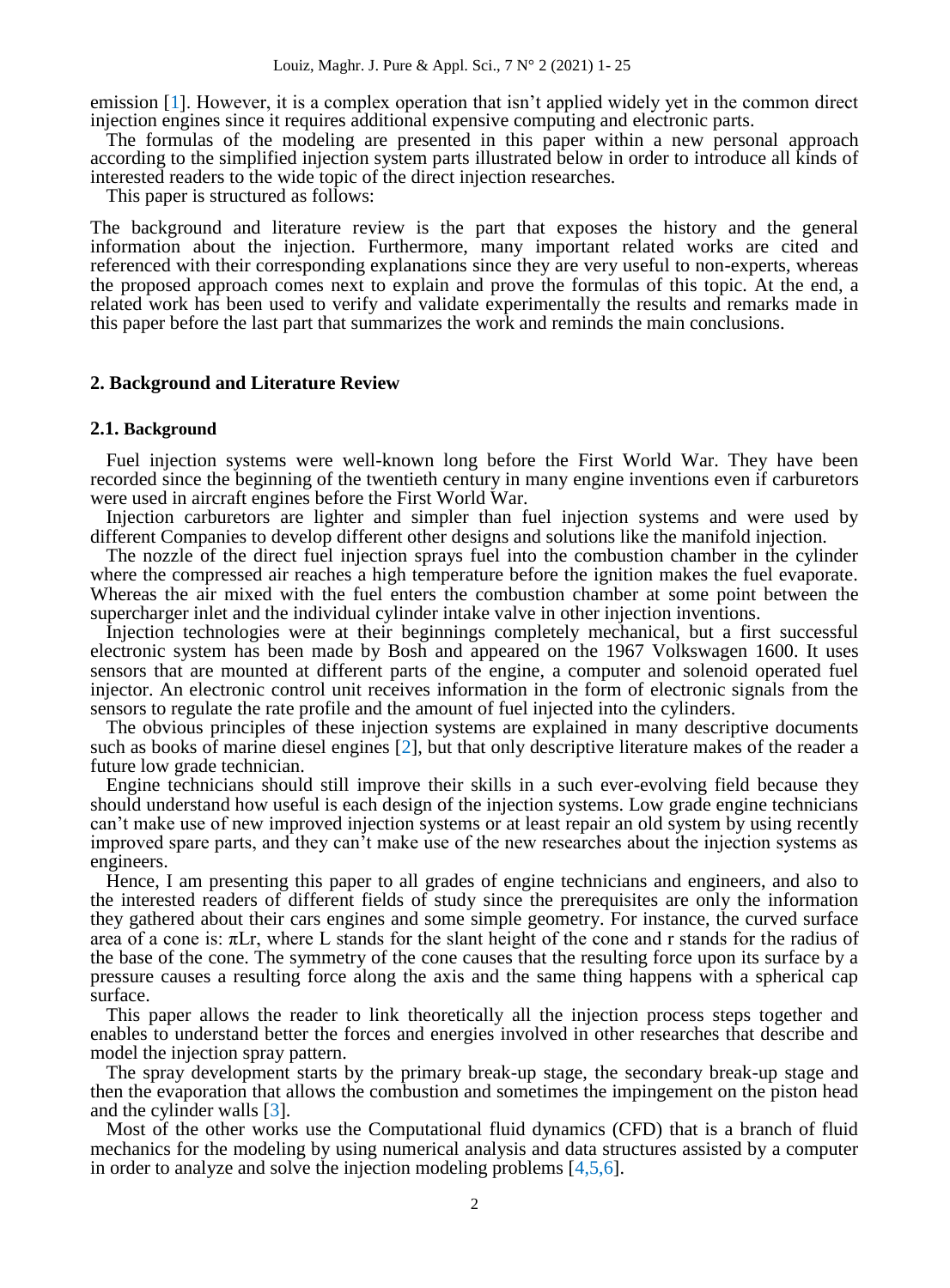emission [1]. However, it is a complex operation that isn't applied widely yet in the common direct injection engines since it requires additional expensive computing and electronic parts.

The formulas of the modeling are presented in this paper within a new personal approach according to the simplified injection system parts illustrated below in order to introduce all kinds of interested readers to the wide topic of the direct injection researches.

This paper is structured as follows:

The background and literature review is the part that exposes the history and the general information about the injection. Furthermore, many important related works are cited and referenced with their corresponding explanations since they are very useful to non-experts, whereas the proposed approach comes next to explain and prove the formulas of this topic. At the end, a related work has been used to verify and validate experimentally the results and remarks made in this paper before the last part that summarizes the work and reminds the main conclusions.

## 2. Background and Literature Review

### 2.1. Background

Fuel injection systems were well-known long before the First World War. They have been recorded since the beginning of the twentieth century in many engine inventions even if carburetors were used in aircraft engines before the First World War.

Injection carburetors are lighter and simpler than fuel injection systems and were used by different Companies to develop different other designs and solutions like the manifold injection.

The nozzle of the direct fuel injection sprays fuel into the combustion chamber in the cylinder where the compressed air reaches a high temperature before the ignition makes the fuel evaporate. Whereas the air mixed with the fuel enters the combustion chamber at some point between the supercharger inlet and the individual cylinder intake valve in other injection inventions.

Injection technologies were at their beginnings completely mechanical, but a first successful electronic system has been made by Bosh and appeared on the 1967 Volkswagen 1600. It uses sensors that are mounted at different parts of the engine, a computer and solenoid operated fuel injector. An electronic control unit receives information in the form of electronic signals from the sensors to regulate the rate profile and the amount of fuel injected into the cylinders.

The obvious principles of these injection systems are explained in many descriptive documents such as books of marine diesel engines [2], but that only descriptive literature makes of the reader a future low grade technician.

Engine technicians should still improve their skills in a such ever-evolving field because they should understand how useful is each design of the injection systems. Low grade engine technicians can't make use of new improved injection systems or at least repair an old system by using recently improved spare parts, and they can't make use of the new researches about the injection systems as engineers.

Hence, I am presenting this paper to all grades of engine technicians and engineers, and also to the interested readers of different fields of study since the prerequisites are only the information they gathered about their cars engines and some simple geometry. For instance, the curved surface area of a cone is: $\pi Lr$, where L stands for the slant height of the cone and r stands for the radius of the base of the cone. The symmetry of the cone causes that the resulting force upon its surface by a pressure causes a resulting force along the axis and the same thing happens with a spherical cap surface.

This paper allows the reader to link theoretically all the injection process steps together and enables to understand better the forces and energies involved in other researches that describe and model the injection spray pattern.

The spray development starts by the primary break-up stage, the secondary break-up stage and then the evaporation that allows the combustion and sometimes the impingement on the piston head and the cylinder walls [3].

Most of the other works use the Computational fluid dynamics (CFD) that is a branch of fluid mechanics for the modeling by using numerical analysis and data structures assisted by a computer in order to analyze and solve the injection modeling problems [4,5,6].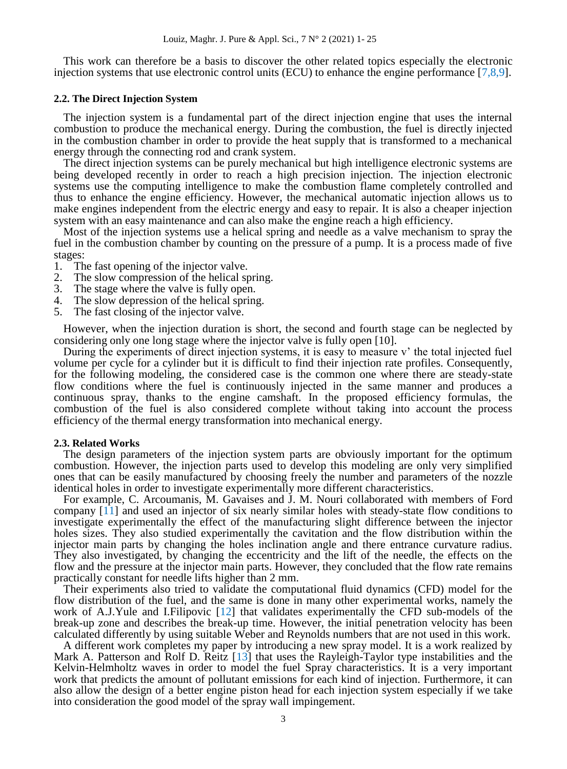This work can therefore be a basis to discover the other related topics especially the electronic injection systems that use electronic control units (ECU) to enhance the engine performance [7,8,9].

### 2.2. The Direct Injection System

The injection system is a fundamental part of the direct injection engine that uses the internal combustion to produce the mechanical energy. During the combustion, the fuel is directly injected in the combustion chamber in order to provide the heat supply that is transformed to a mechanical energy through the connecting rod and crank system.

The direct injection systems can be purely mechanical but high intelligence electronic systems are being developed recently in order to reach a high precision injection. The injection electronic systems use the computing intelligence to make the combustion flame completely controlled and thus to enhance the engine efficiency. However, the mechanical automatic injection allows us to make engines independent from the electric energy and easy to repair. It is also a cheaper injection system with an easy maintenance and can also make the engine reach a high efficiency.

Most of the injection systems use a helical spring and needle as a valve mechanism to spray the fuel in the combustion chamber by counting on the pressure of a pump. It is a process made of five stages:

1. The fast opening of the injector valve.
2. The slow compression of the helical spring.
3. The stage where the valve is fully open.
4. The slow depression of the helical spring.
5. The fast closing of the injector valve.

However, when the injection duration is short, the second and fourth stage can be neglected by considering only one long stage where the injector valve is fully open [10].

During the experiments of direct injection systems, it is easy to measure v' the total injected fuel volume per cycle for a cylinder but it is difficult to find their injection rate profiles. Consequently, for the following modeling, the considered case is the common one where there are steady-state flow conditions where the fuel is continuously injected in the same manner and produces a continuous spray, thanks to the engine camshaft. In the proposed efficiency formulas, the combustion of the fuel is also considered complete without taking into account the process efficiency of the thermal energy transformation into mechanical energy.

### 2.3. Related Works

The design parameters of the injection system parts are obviously important for the optimum combustion. However, the injection parts used to develop this modeling are only very simplified ones that can be easily manufactured by choosing freely the number and parameters of the nozzle identical holes in order to investigate experimentally more different characteristics.

For example, C. Arcoumanis, M. Gavaises and J. M. Nouri collaborated with members of Ford company [11] and used an injector of six nearly similar holes with steady-state flow conditions to investigate experimentally the effect of the manufacturing slight difference between the injector holes sizes. They also studied experimentally the cavitation and the flow distribution within the injector main parts by changing the holes inclination angle and there entrance curvature radius. They also investigated, by changing the eccentricity and the lift of the needle, the effects on the flow and the pressure at the injector main parts. However, they concluded that the flow rate remains practically constant for needle lifts higher than 2 mm.

Their experiments also tried to validate the computational fluid dynamics (CFD) model for the flow distribution of the fuel, and the same is done in many other experimental works, namely the work of A.J.Yule and I.Filipovic [12] that validates experimentally the CFD sub-models of the break-up zone and describes the break-up time. However, the initial penetration velocity has been calculated differently by using suitable Weber and Reynolds numbers that are not used in this work.

A different work completes my paper by introducing a new spray model. It is a work realized by Mark A. Patterson and Rolf D. Reitz [13] that uses the Rayleigh-Taylor type instabilities and the Kelvin-Helmholtz waves in order to model the fuel Spray characteristics. It is a very important work that predicts the amount of pollutant emissions for each kind of injection. Furthermore, it can also allow the design of a better engine piston head for each injection system especially if we take into consideration the good model of the spray wall impingement.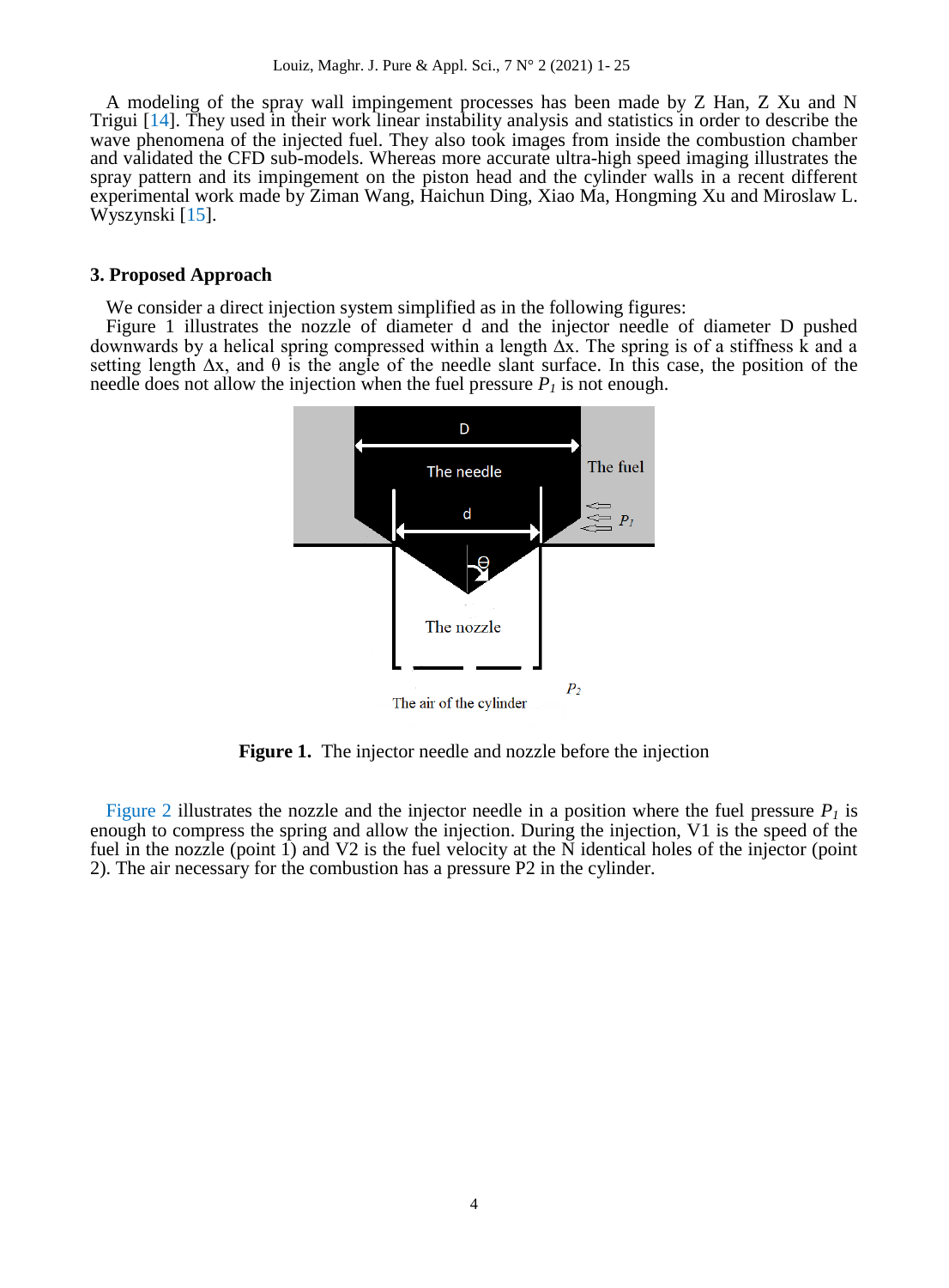A modeling of the spray wall impingement processes has been made by Z Han, Z Xu and N Trigui [14]. They used in their work linear instability analysis and statistics in order to describe the wave phenomena of the injected fuel. They also took images from inside the combustion chamber and validated the CFD sub-models. Whereas more accurate ultra-high speed imaging illustrates the spray pattern and its impingement on the piston head and the cylinder walls in a recent different experimental work made by Ziman Wang, Haichun Ding, Xiao Ma, Hongming Xu and Miroslaw L. Wyszynski [15].

## 3. Proposed Approach

We consider a direct injection system simplified as in the following figures:

Figure 1 illustrates the nozzle of diameter d and the injector needle of diameter D pushed downwards by a helical spring compressed within a length Δx. The spring is of a stiffness k and a setting length Δx, and θ is the angle of the needle slant surface. In this case, the position of the needle does not allow the injection when the fuel pressure $P_1$ is not enough.

**Figure 1.** The injector needle and nozzle before the injection

Figure 2 illustrates the nozzle and the injector needle in a position where the fuel pressure $P_1$ is enough to compress the spring and allow the injection. During the injection, V1 is the speed of the fuel in the nozzle (point 1) and V2 is the fuel velocity at the N identical holes of the injector (point 2). The air necessary for the combustion has a pressure P2 in the cylinder.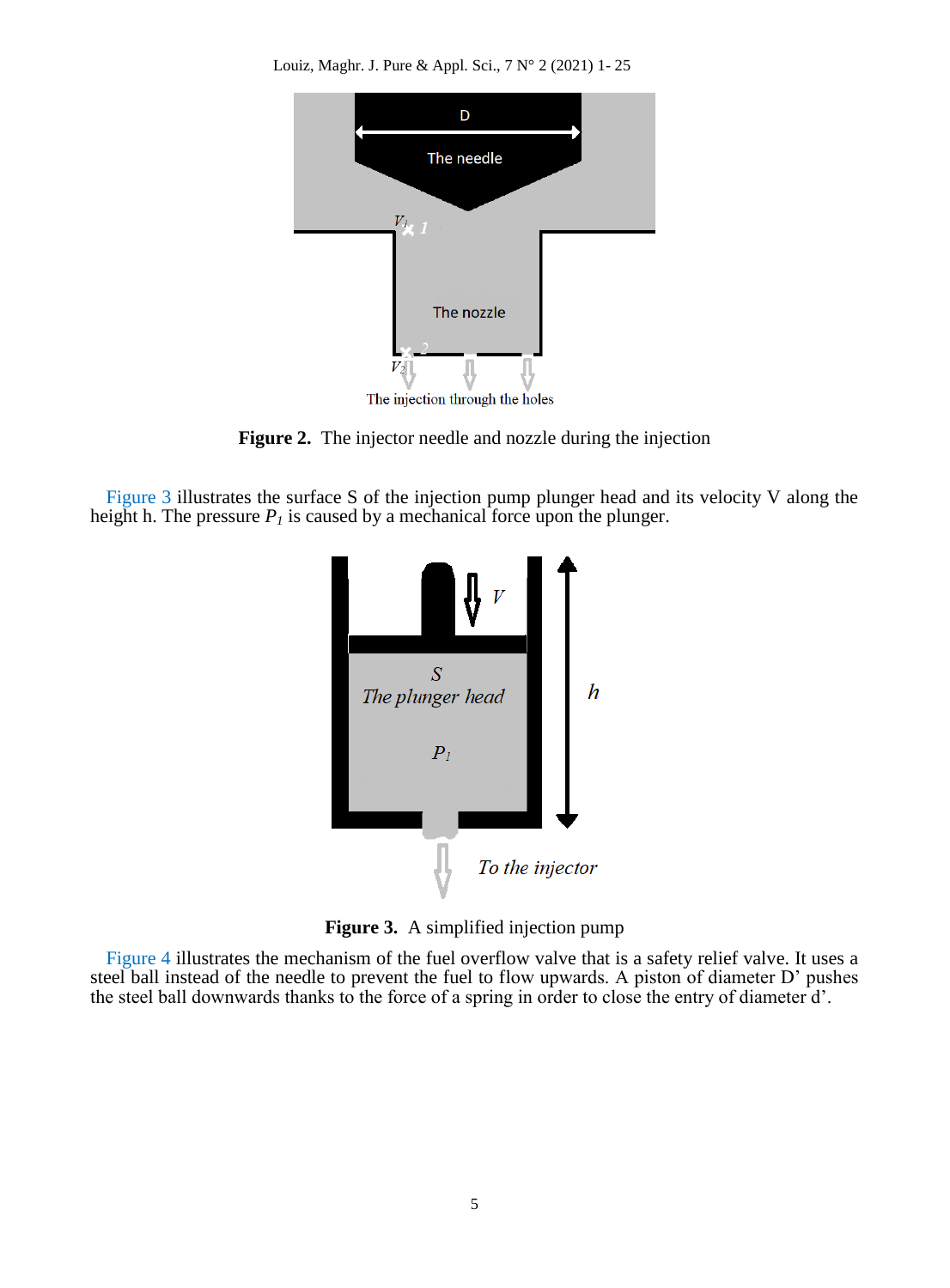**Figure 2.** The injector needle and nozzle during the injection

Figure 3 illustrates the surface S of the injection pump plunger head and its velocity V along the height h. The pressure $P_1$ is caused by a mechanical force upon the plunger.

**Figure 3.** A simplified injection pump

Figure 4 illustrates the mechanism of the fuel overflow valve that is a safety relief valve. It uses a steel ball instead of the needle to prevent the fuel to flow upwards. A piston of diameter D' pushes the steel ball downwards thanks to the force of a spring in order to close the entry of diameter d'.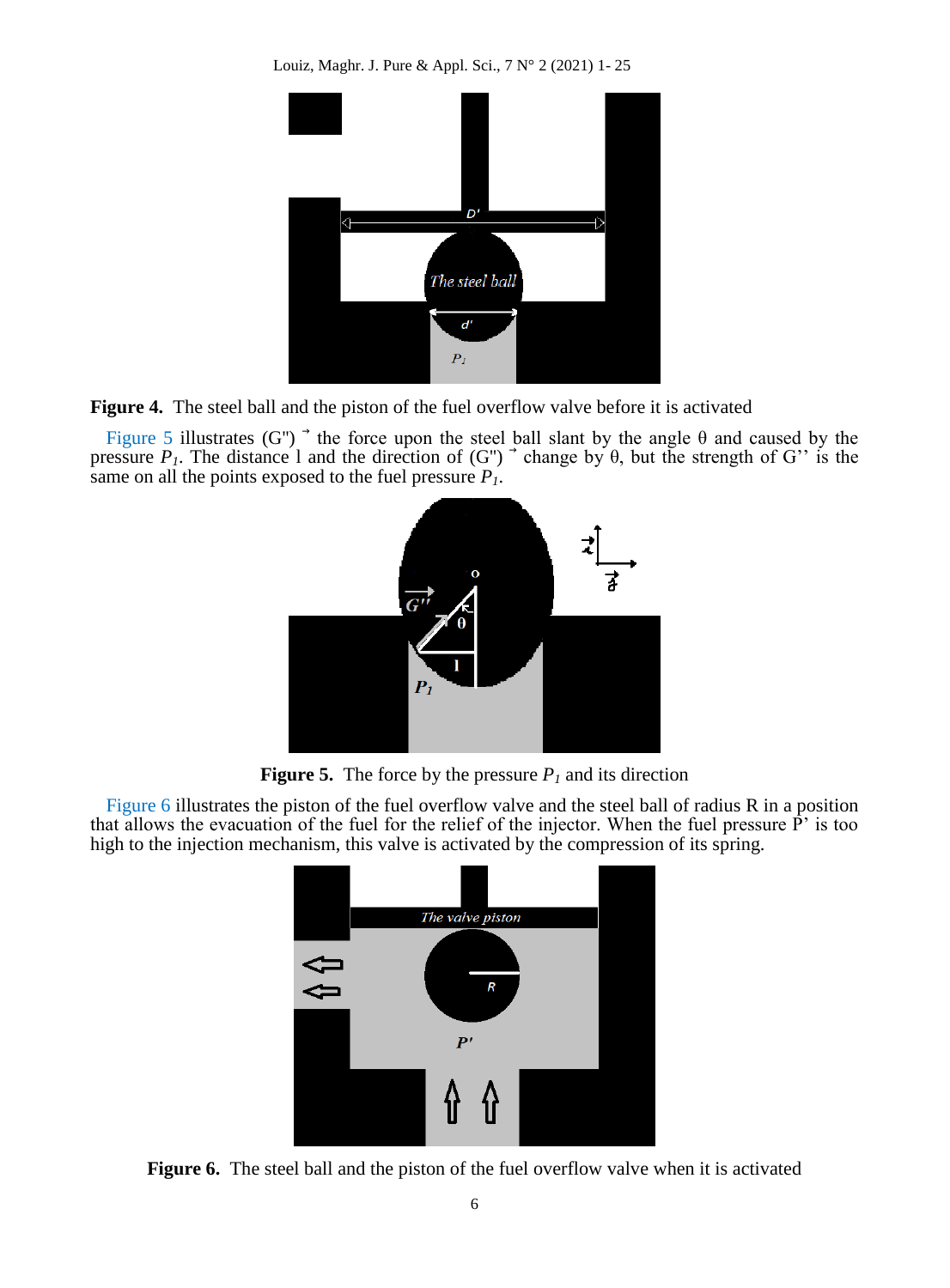**Figure 4.** The steel ball and the piston of the fuel overflow valve before it is activated

Figure 5 illustrates (G") $\vec{}$ the force upon the steel ball slant by the angle θ and caused by the pressure $P_1$. The distance l and the direction of (G") $\vec{}$ change by θ, but the strength of G'' is the same on all the points exposed to the fuel pressure $P_1$.

**Figure 5.** The force by the pressure $P_1$ and its direction

Figure 6 illustrates the piston of the fuel overflow valve and the steel ball of radius R in a position that allows the evacuation of the fuel for the relief of the injector. When the fuel pressure P' is too high to the injection mechanism, this valve is activated by the compression of its spring.

**Figure 6.** The steel ball and the piston of the fuel overflow valve when it is activated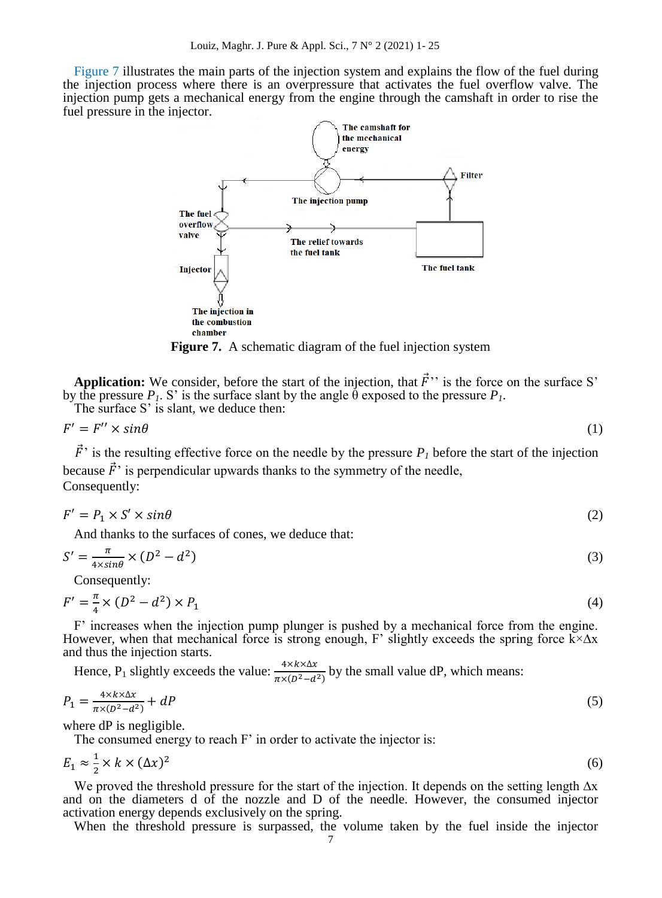Figure 7 illustrates the main parts of the injection system and explains the flow of the fuel during the injection process where there is an overpressure that activates the fuel overflow valve. The injection pump gets a mechanical energy from the engine through the camshaft in order to rise the fuel pressure in the injector.

**Figure 7.** A schematic diagram of the fuel injection system

**Application:** We consider, before the start of the injection, that $\vec{F}''$ is the force on the surface S' by the pressure $P_1$. S' is the surface slant by the angle θ exposed to the pressure $P_1$.

The surface S' is slant, we deduce then:

$$F' = F'' \times sin\theta \tag{1}$$

$\vec{F}'$ is the resulting effective force on the needle by the pressure $P_1$ before the start of the injection because $\vec{F}'$ is perpendicular upwards thanks to the symmetry of the needle,

Consequently:

$$F' = P_1 \times S' \times sin\theta \tag{2}$$

And thanks to the surfaces of cones, we deduce that:

$$S' = \frac{\pi}{4 \times sin\theta} \times (D^2 - d^2) \tag{3}$$

Consequently:

$$F' = \frac{\pi}{4} \times (D^2 - d^2) \times P_1 \tag{4}$$

F' increases when the injection pump plunger is pushed by a mechanical force from the engine. However, when that mechanical force is strong enough, F' slightly exceeds the spring force k×Δx and thus the injection starts.

Hence, $P_1$ slightly exceeds the value: $\frac{4 \times k \times \Delta x}{\pi \times (D^2 - d^2)}$ by the small value dP, which means:

$$P_1 = \frac{4 \times k \times \Delta x}{\pi \times (D^2 - d^2)} + dP \tag{5}$$

where dP is negligible.

The consumed energy to reach F' in order to activate the injector is:

$$E_1 \approx \frac{1}{2} \times k \times (\Delta x)^2 \tag{6}$$

We proved the threshold pressure for the start of the injection. It depends on the setting length Δx and on the diameters d of the nozzle and D of the needle. However, the consumed injector activation energy depends exclusively on the spring.

When the threshold pressure is surpassed, the volume taken by the fuel inside the injector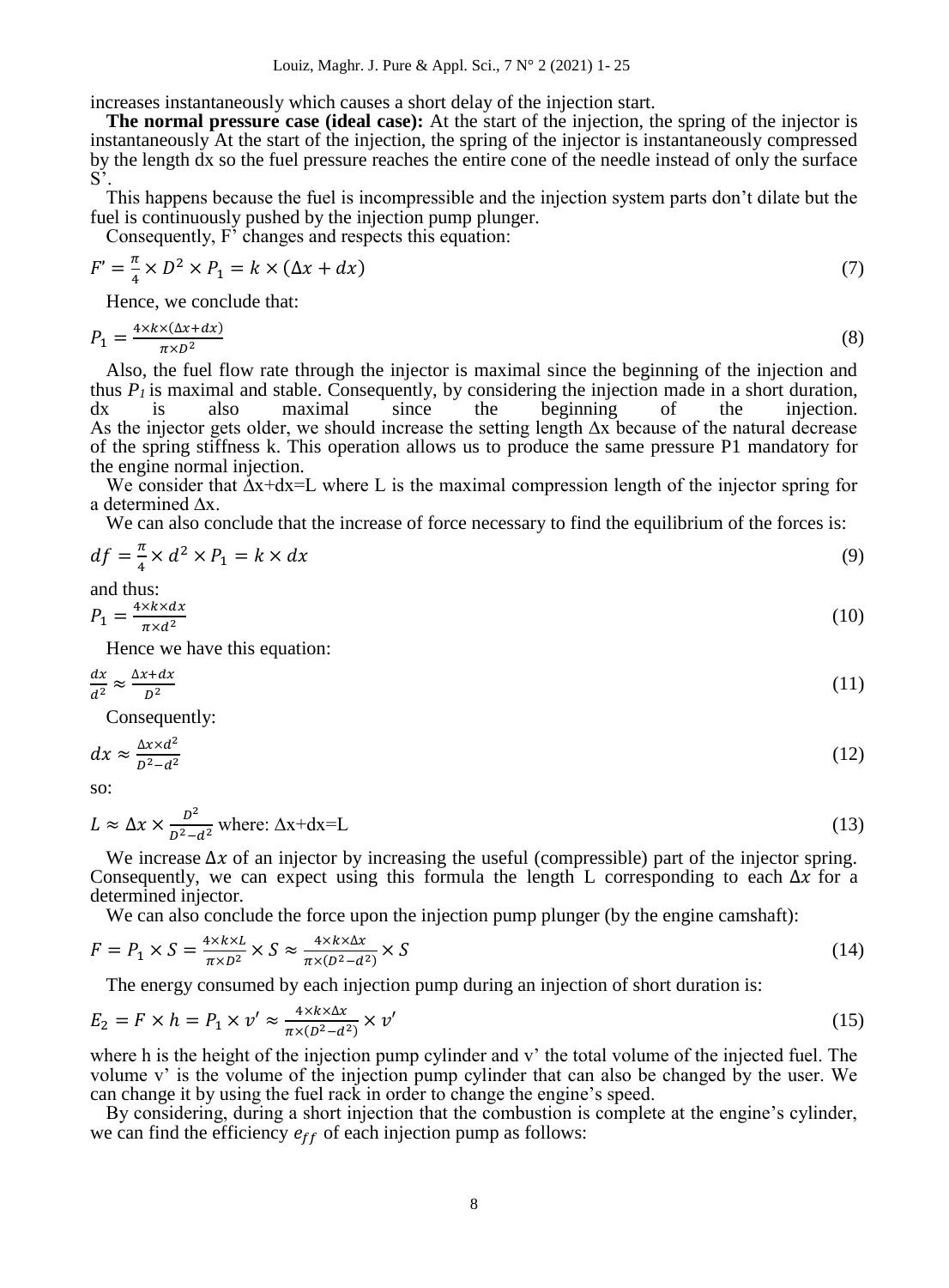increases instantaneously which causes a short delay of the injection start.

**The normal pressure case (ideal case):** At the start of the injection, the spring of the injector is instantaneously At the start of the injection, the spring of the injector is instantaneously compressed by the length dx so the fuel pressure reaches the entire cone of the needle instead of only the surface S'.

This happens because the fuel is incompressible and the injection system parts don't dilate but the fuel is continuously pushed by the injection pump plunger.

Consequently, F' changes and respects this equation:

$$F' = \frac{\pi}{4} \times D^2 \times P_1 = k \times (\Delta x + dx) \tag{7}$$

Hence, we conclude that:

$$P_1 = \frac{4 \times k \times (\Delta x + dx)}{\pi \times D^2} \tag{8}$$

Also, the fuel flow rate through the injector is maximal since the beginning of the injection and thus $P_1$ is maximal and stable. Consequently, by considering the injection made in a short duration, dx is also maximal since the beginning of the injection.
As the injector gets older, we should increase the setting length $\Delta x$ because of the natural decrease of the spring stiffness k. This operation allows us to produce the same pressure P1 mandatory for the engine normal injection.

We consider that $\Delta x + dx = L$ where L is the maximal compression length of the injector spring for a determined $\Delta x$.

We can also conclude that the increase of force necessary to find the equilibrium of the forces is:

$$df = \frac{\pi}{4} \times d^2 \times P_1 = k \times dx \tag{9}$$

and thus:

$$P_1 = \frac{4 \times k \times dx}{\pi \times d^2} \tag{10}$$

Hence we have this equation:

$$\frac{dx}{d^2} \approx \frac{\Delta x + dx}{D^2} \tag{11}$$

Consequently:

$$dx \approx \frac{\Delta x \times d^2}{D^2 - d^2} \tag{12}$$

so:

$$L \approx \Delta x \times \frac{D^2}{D^2 - d^2} \text{ where: } \Delta x + dx = L \tag{13}$$

We increase $\Delta x$ of an injector by increasing the useful (compressible) part of the injector spring. Consequently, we can expect using this formula the length L corresponding to each $\Delta x$ for a determined injector.

We can also conclude the force upon the injection pump plunger (by the engine camshaft):

$$F = P_1 \times S = \frac{4 \times k \times L}{\pi \times D^2} \times S \approx \frac{4 \times k \times \Delta x}{\pi \times (D^2 - d^2)} \times S \tag{14}$$

The energy consumed by each injection pump during an injection of short duration is:

$$E_2 = F \times h = P_1 \times v' \approx \frac{4 \times k \times \Delta x}{\pi \times (D^2 - d^2)} \times v' \tag{15}$$

where h is the height of the injection pump cylinder and v' the total volume of the injected fuel. The volume v' is the volume of the injection pump cylinder that can also be changed by the user. We can change it by using the fuel rack in order to change the engine's speed.

By considering, during a short injection that the combustion is complete at the engine's cylinder, we can find the efficiency $e_{ff}$ of each injection pump as follows: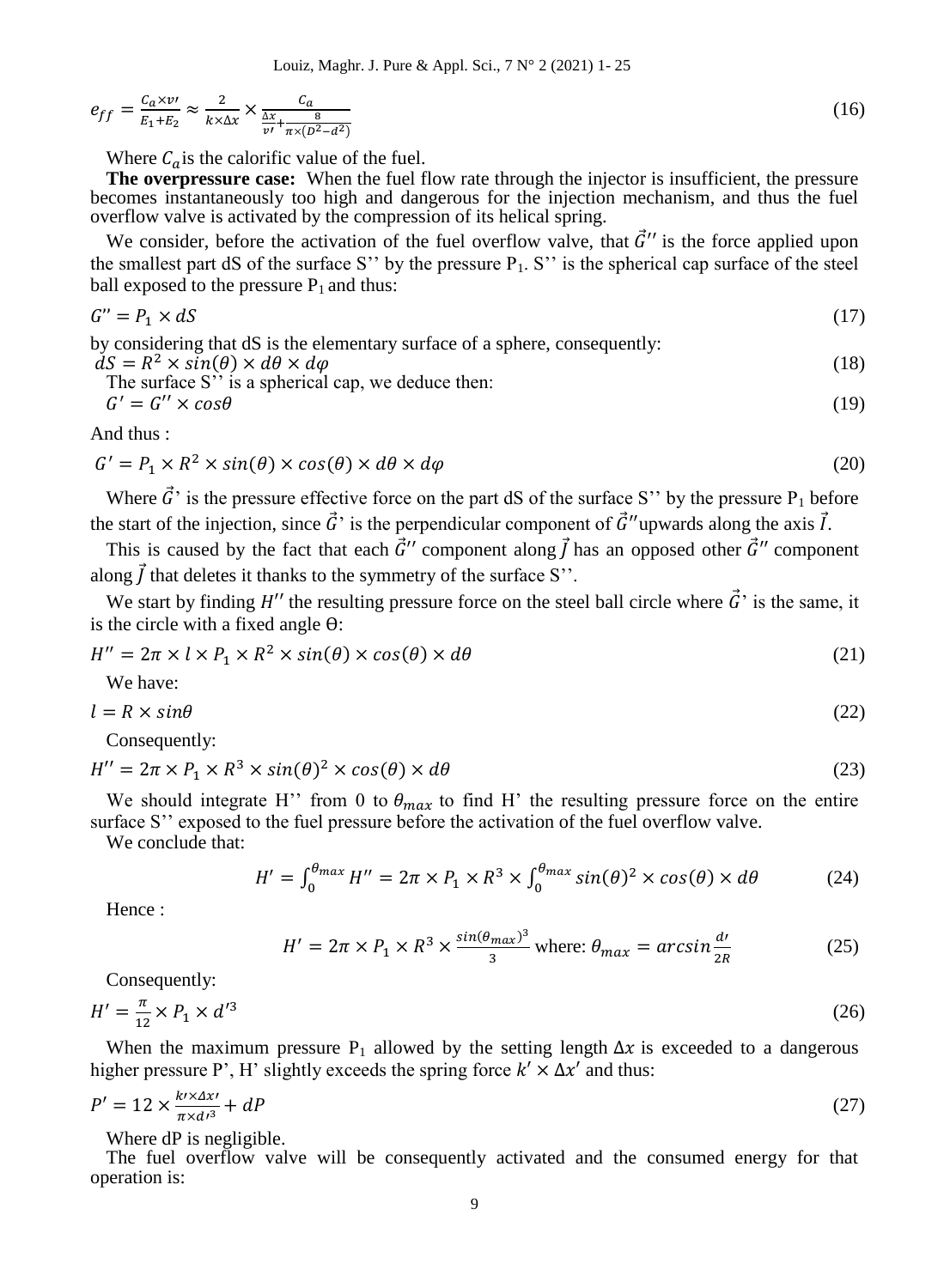$$e_{ff} = \frac{C_a \times v\prime}{E_1 + E_2} \approx \frac{2}{k \times \Delta x} \times \frac{C_a}{\frac{\Delta x}{v\prime} + \frac{8}{\pi \times (D^2 - d^2)}} \tag{16}$$

Where $C_a$ is the calorific value of the fuel.

**The overpressure case:** When the fuel flow rate through the injector is insufficient, the pressure becomes instantaneously too high and dangerous for the injection mechanism, and thus the fuel overflow valve is activated by the compression of its helical spring.

We consider, before the activation of the fuel overflow valve, that $\vec{G}''$ is the force applied upon the smallest part dS of the surface S'' by the pressure $P_1$. S'' is the spherical cap surface of the steel ball exposed to the pressure $P_1$ and thus:

$$G'' = P_1 \times dS \tag{17}$$

by considering that dS is the elementary surface of a sphere, consequently:

$$dS = R^2 \times sin(\theta) \times d\theta \times d\varphi \tag{18}$$

The surface S'' is a spherical cap, we deduce then:

$$G' = G'' \times cos\theta \tag{19}$$

And thus :

$$G' = P_1 \times R^2 \times sin(\theta) \times cos(\theta) \times d\theta \times d\varphi \tag{20}$$

Where $\vec{G}$' is the pressure effective force on the part dS of the surface S'' by the pressure $P_1$ before the start of the injection, since $\vec{G}$' is the perpendicular component of $\vec{G}''$ upwards along the axis $\vec{I}$.

This is caused by the fact that each $\vec{G}''$ component along $\vec{J}$ has an opposed other $\vec{G}''$ component along $\vec{J}$ that deletes it thanks to the symmetry of the surface S''.

We start by finding $H''$ the resulting pressure force on the steel ball circle where $\vec{G}$' is the same, it is the circle with a fixed angle Θ:

$$H'' = 2\pi \times l \times P_1 \times R^2 \times sin(\theta) \times cos(\theta) \times d\theta \tag{21}$$

We have:

$$l = R \times sin\theta \tag{22}$$

Consequently:

$$H'' = 2\pi \times P_1 \times R^3 \times sin(\theta)^2 \times cos(\theta) \times d\theta \tag{23}$$

We should integrate H'' from 0 to $\theta_{max}$ to find H' the resulting pressure force on the entire surface S'' exposed to the fuel pressure before the activation of the fuel overflow valve.

We conclude that:

$$H' = \int_0^{\theta_{max}} H'' = 2\pi \times P_1 \times R^3 \times \int_0^{\theta_{max}} sin(\theta)^2 \times cos(\theta) \times d\theta \tag{24}$$

Hence :

$$H' = 2\pi \times P_1 \times R^3 \times \frac{sin(\theta_{max})^3}{3} \text{ where: } \theta_{max} = arcsin\frac{d\prime}{2R} \tag{25}$$

Consequently:

$$H' = \frac{\pi}{12} \times P_1 \times d'^3 \tag{26}$$

When the maximum pressure $P_1$ allowed by the setting length $\Delta x$ is exceeded to a dangerous higher pressure P', H' slightly exceeds the spring force $k' \times \Delta x'$ and thus:

$$P' = 12 \times \frac{k\prime \times \Delta x\prime}{\pi \times d\prime^3} + dP \tag{27}$$

Where dP is negligible.

The fuel overflow valve will be consequently activated and the consumed energy for that operation is: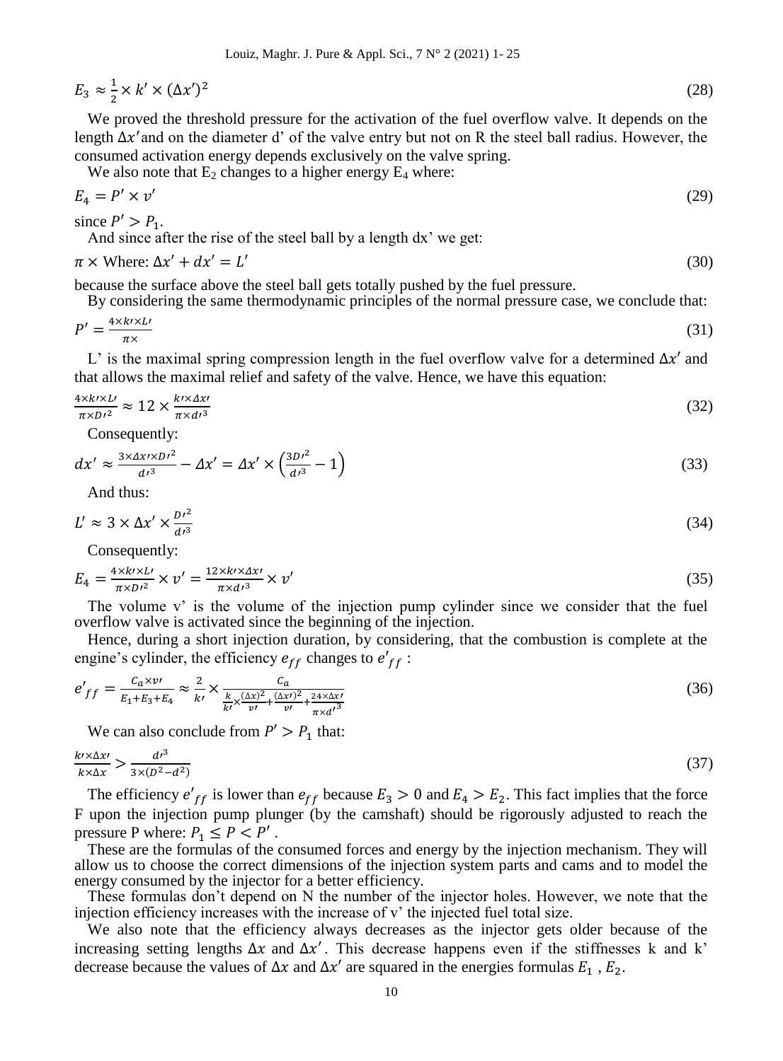$$E_3 \approx \frac{1}{2} \times k' \times (\Delta x')^2 \tag{28}$$

We proved the threshold pressure for the activation of the fuel overflow valve. It depends on the length $\Delta x'$ and on the diameter d' of the valve entry but not on R the steel ball radius. However, the consumed activation energy depends exclusively on the valve spring.

We also note that $E_2$ changes to a higher energy $E_4$ where:

$$E_4 = P' \times v' \tag{29}$$

since $P' > P_1$.

And since after the rise of the steel ball by a length dx' we get:

$$\pi \times \text{Where: } \Delta x' + dx' = L' \tag{30}$$

because the surface above the steel ball gets totally pushed by the fuel pressure.

By considering the same thermodynamic principles of the normal pressure case, we conclude that:

$$P' = \frac{4 \times k' \times L'}{\pi \times} \tag{31}$$

L' is the maximal spring compression length in the fuel overflow valve for a determined $\Delta x'$ and that allows the maximal relief and safety of the valve. Hence, we have this equation:

$$\frac{4 \times k' \times L'}{\pi \times D'^2} \approx 12 \times \frac{k' \times \Delta x'}{\pi \times d'^3} \tag{32}$$

Consequently:

$$dx' \approx \frac{3 \times \Delta x' \times D'^2}{d'^3} - \Delta x' = \Delta x' \times \left(\frac{3D'^2}{d'^3} - 1\right) \tag{33}$$

And thus:

$$L' \approx 3 \times \Delta x' \times \frac{D'^2}{d'^3} \tag{34}$$

Consequently:

$$E_4 = \frac{4 \times k' \times L'}{\pi \times D'^2} \times v' = \frac{12 \times k' \times \Delta x'}{\pi \times d'^3} \times v' \tag{35}$$

The volume v' is the volume of the injection pump cylinder since we consider that the fuel overflow valve is activated since the beginning of the injection.

Hence, during a short injection duration, by considering, that the combustion is complete at the engine's cylinder, the efficiency $e_{ff}$ changes to $e'_{ff}$ :

$$e'_{ff} = \frac{C_a \times v'}{E_1 + E_3 + E_4} \approx \frac{2}{k'} \times \frac{C_a}{\frac{k}{k'} \times \frac{(\Delta x)^2}{v'} + \frac{(\Delta x')^2}{v'} + \frac{24 \times \Delta x'}{\pi \times d'^3}} \tag{36}$$

We can also conclude from $P' > P_1$ that:

$$\frac{k' \times \Delta x'}{k \times \Delta x} > \frac{d'^3}{3 \times (D^2 - d^2)} \tag{37}$$

The efficiency $e'_{ff}$ is lower than $e_{ff}$ because $E_3 > 0$ and $E_4 > E_2$. This fact implies that the force F upon the injection pump plunger (by the camshaft) should be rigorously adjusted to reach the pressure P where: $P_1 \leq P < P'$ .

These are the formulas of the consumed forces and energy by the injection mechanism. They will allow us to choose the correct dimensions of the injection system parts and cams and to model the energy consumed by the injector for a better efficiency.

These formulas don't depend on N the number of the injector holes. However, we note that the injection efficiency increases with the increase of v' the injected fuel total size.

We also note that the efficiency always decreases as the injector gets older because of the increasing setting lengths $\Delta x$ and $\Delta x'$. This decrease happens even if the stiffnesses k and k' decrease because the values of $\Delta x$ and $\Delta x'$ are squared in the energies formulas $E_1$ , $E_2$.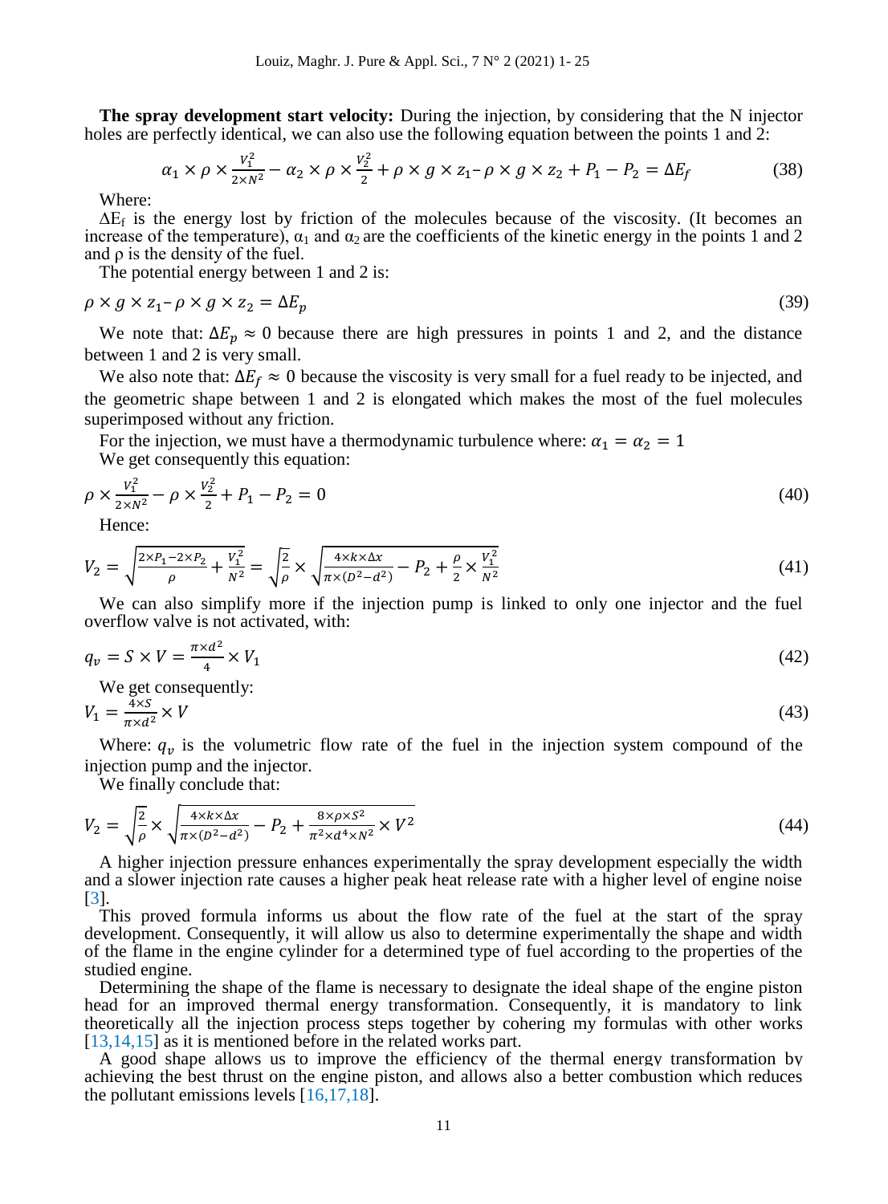**The spray development start velocity:** During the injection, by considering that the N injector holes are perfectly identical, we can also use the following equation between the points 1 and 2:

$$\alpha_1 \times \rho \times \frac{V_1^2}{2\times N^2} - \alpha_2 \times \rho \times \frac{V_2^2}{2} + \rho \times g \times z_1 - \rho \times g \times z_2 + P_1 - P_2 = \Delta E_f \tag{38}$$

Where:

$\Delta E_f$ is the energy lost by friction of the molecules because of the viscosity. (It becomes an increase of the temperature), $\alpha_1$ and $\alpha_2$ are the coefficients of the kinetic energy in the points 1 and 2 and $\rho$ is the density of the fuel.

The potential energy between 1 and 2 is:

$$\rho \times g \times z_1 - \rho \times g \times z_2 = \Delta E_p \tag{39}$$

We note that: $\Delta E_p \approx 0$ because there are high pressures in points 1 and 2, and the distance between 1 and 2 is very small.

We also note that: $\Delta E_f \approx 0$ because the viscosity is very small for a fuel ready to be injected, and the geometric shape between 1 and 2 is elongated which makes the most of the fuel molecules superimposed without any friction.

For the injection, we must have a thermodynamic turbulence where: $\alpha_1 = \alpha_2 = 1$

We get consequently this equation:

$$\rho \times \frac{V_1^2}{2\times N^2} - \rho \times \frac{V_2^2}{2} + P_1 - P_2 = 0 \tag{40}$$

Hence:

$$V_2 = \sqrt{\frac{2\times P_1 - 2\times P_2}{\rho} + \frac{V_1^2}{N^2}} = \sqrt{\frac{2}{\rho}} \times \sqrt{\frac{4\times k\times \Delta x}{\pi\times(D^2-d^2)} - P_2 + \frac{\rho}{2}\times\frac{V_1^2}{N^2}} \tag{41}$$

We can also simplify more if the injection pump is linked to only one injector and the fuel overflow valve is not activated, with:

$$q_v = S \times V = \frac{\pi\times d^2}{4} \times V_1 \tag{42}$$

We get consequently:

$$V_1 = \frac{4\times S}{\pi\times d^2} \times V \tag{43}$$

Where: $q_v$ is the volumetric flow rate of the fuel in the injection system compound of the injection pump and the injector.

We finally conclude that:

$$V_2 = \sqrt{\frac{2}{\rho}} \times \sqrt{\frac{4\times k\times \Delta x}{\pi\times(D^2-d^2)} - P_2 + \frac{8\times\rho\times S^2}{\pi^2\times d^4\times N^2} \times V^2} \tag{44}$$

A higher injection pressure enhances experimentally the spray development especially the width and a slower injection rate causes a higher peak heat release rate with a higher level of engine noise [3].

This proved formula informs us about the flow rate of the fuel at the start of the spray development. Consequently, it will allow us also to determine experimentally the shape and width of the flame in the engine cylinder for a determined type of fuel according to the properties of the studied engine.

Determining the shape of the flame is necessary to designate the ideal shape of the engine piston head for an improved thermal energy transformation. Consequently, it is mandatory to link theoretically all the injection process steps together by cohering my formulas with other works [13,14,15] as it is mentioned before in the related works part.

A good shape allows us to improve the efficiency of the thermal energy transformation by achieving the best thrust on the engine piston, and allows also a better combustion which reduces the pollutant emissions levels [16,17,18].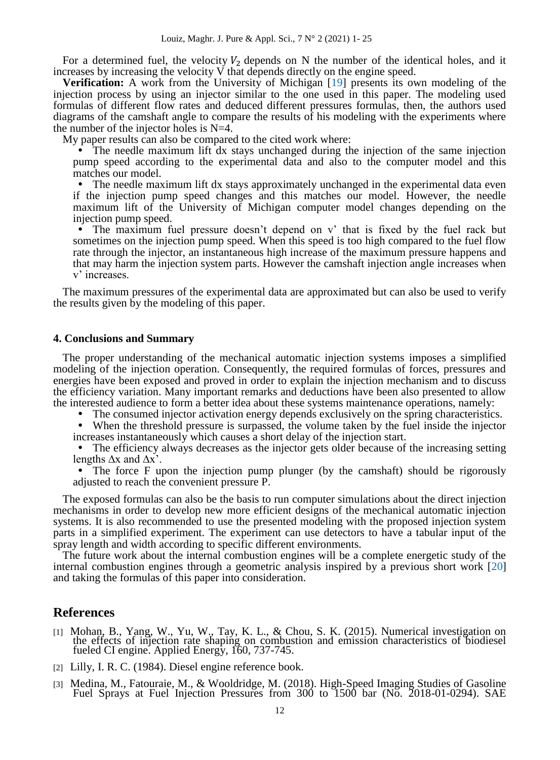For a determined fuel, the velocity $V_2$ depends on N the number of the identical holes, and it increases by increasing the velocity V that depends directly on the engine speed.

**Verification:** A work from the University of Michigan [19] presents its own modeling of the injection process by using an injector similar to the one used in this paper. The modeling used formulas of different flow rates and deduced different pressures formulas, then, the authors used diagrams of the camshaft angle to compare the results of his modeling with the experiments where the number of the injector holes is N=4.

My paper results can also be compared to the cited work where:

- The needle maximum lift dx stays unchanged during the injection of the same injection pump speed according to the experimental data and also to the computer model and this matches our model.
- The needle maximum lift dx stays approximately unchanged in the experimental data even if the injection pump speed changes and this matches our model. However, the needle maximum lift of the University of Michigan computer model changes depending on the injection pump speed.
- The maximum fuel pressure doesn't depend on v' that is fixed by the fuel rack but sometimes on the injection pump speed. When this speed is too high compared to the fuel flow rate through the injector, an instantaneous high increase of the maximum pressure happens and that may harm the injection system parts. However the camshaft injection angle increases when v' increases.

The maximum pressures of the experimental data are approximated but can also be used to verify the results given by the modeling of this paper.

#### 4. Conclusions and Summary

The proper understanding of the mechanical automatic injection systems imposes a simplified modeling of the injection operation. Consequently, the required formulas of forces, pressures and energies have been exposed and proved in order to explain the injection mechanism and to discuss the efficiency variation. Many important remarks and deductions have been also presented to allow the interested audience to form a better idea about these systems maintenance operations, namely:

- The consumed injector activation energy depends exclusively on the spring characteristics.
- When the threshold pressure is surpassed, the volume taken by the fuel inside the injector increases instantaneously which causes a short delay of the injection start.
- The efficiency always decreases as the injector gets older because of the increasing setting lengths $\Delta x$ and $\Delta x'$.
- The force F upon the injection pump plunger (by the camshaft) should be rigorously adjusted to reach the convenient pressure P.

The exposed formulas can also be the basis to run computer simulations about the direct injection mechanisms in order to develop new more efficient designs of the mechanical automatic injection systems. It is also recommended to use the presented modeling with the proposed injection system parts in a simplified experiment. The experiment can use detectors to have a tabular input of the spray length and width according to specific different environments.

The future work about the internal combustion engines will be a complete energetic study of the internal combustion engines through a geometric analysis inspired by a previous short work [20] and taking the formulas of this paper into consideration.

## References

[1] Mohan, B., Yang, W., Yu, W., Tay, K. L., & Chou, S. K. (2015). Numerical investigation on the effects of injection rate shaping on combustion and emission characteristics of biodiesel fueled CI engine. Applied Energy, 160, 737-745.

[2] Lilly, I. R. C. (1984). Diesel engine reference book.

[3] Medina, M., Fatouraie, M., & Wooldridge, M. (2018). High-Speed Imaging Studies of Gasoline Fuel Sprays at Fuel Injection Pressures from 300 to 1500 bar (No. 2018-01-0294). SAE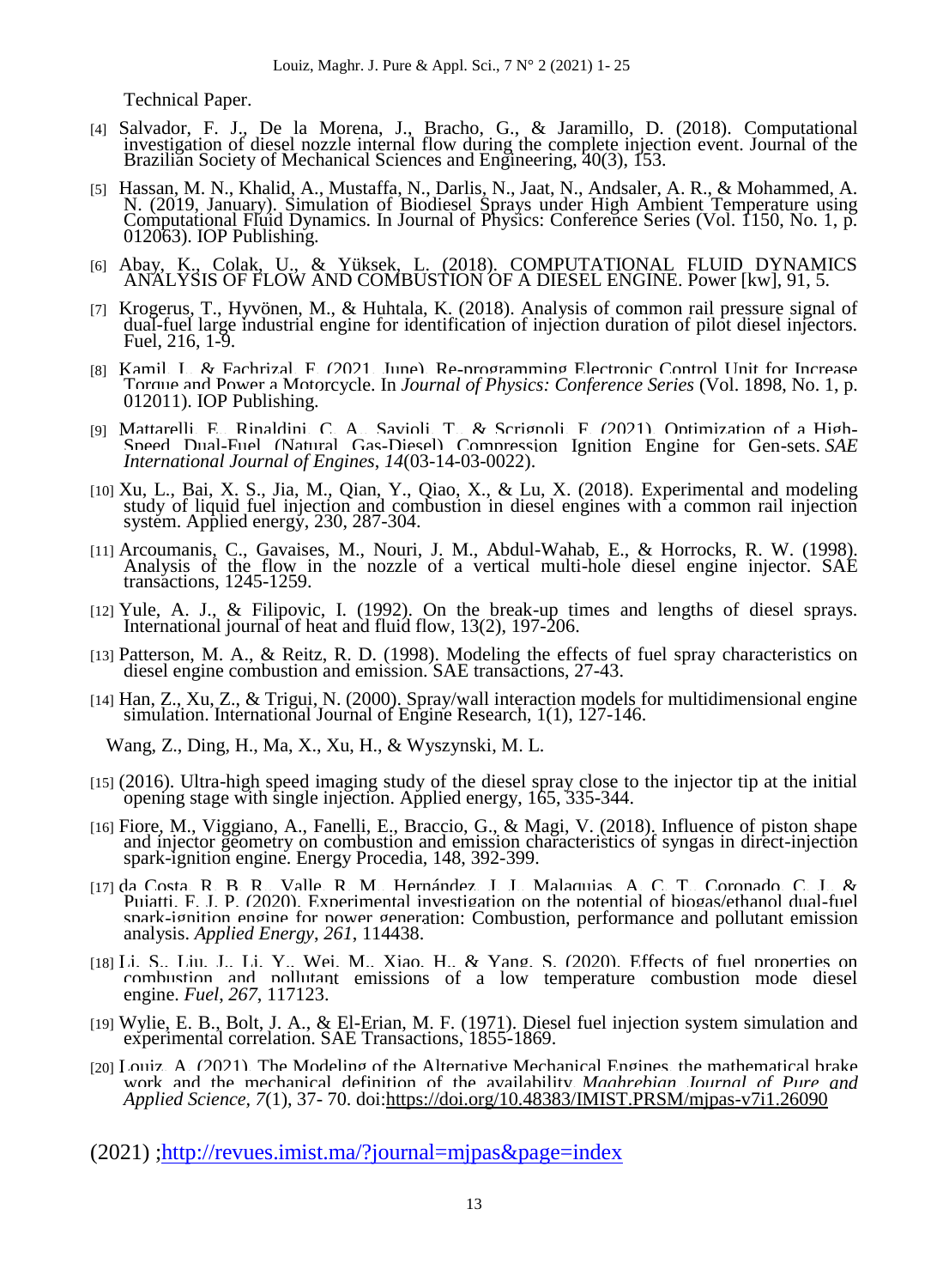Technical Paper.

[4] Salvador, F. J., De la Morena, J., Bracho, G., & Jaramillo, D. (2018). Computational investigation of diesel nozzle internal flow during the complete injection event. Journal of the Brazilian Society of Mechanical Sciences and Engineering, 40(3), 153.

[5] Hassan, M. N., Khalid, A., Mustaffa, N., Darlis, N., Jaat, N., Andsaler, A. R., & Mohammed, A. N. (2019, January). Simulation of Biodiesel Sprays under High Ambient Temperature using Computational Fluid Dynamics. In Journal of Physics: Conference Series (Vol. 1150, No. 1, p. 012063). IOP Publishing.

[6] Abay, K., Colak, U., & Yüksek, L. (2018). COMPUTATIONAL FLUID DYNAMICS ANALYSIS OF FLOW AND COMBUSTION OF A DIESEL ENGINE. Power [kw], 91, 5.

[7] Krogerus, T., Hyvönen, M., & Huhtala, K. (2018). Analysis of common rail pressure signal of dual-fuel large industrial engine for identification of injection duration of pilot diesel injectors. Fuel, 216, 1-9.

[8] Kamil, I., & Fachrizal, F. (2021, June). Re-programming Electronic Control Unit for Increase Torque and Power a Motorcycle. In *Journal of Physics: Conference Series* (Vol. 1898, No. 1, p. 012011). IOP Publishing.

[9] Mattarelli, E., Rinaldini, C. A., Savioli, T., & Scrignoli, F. (2021). Optimization of a High-Speed Dual-Fuel (Natural Gas-Diesel) Compression Ignition Engine for Gen-sets. *SAE International Journal of Engines*, *14*(03-14-03-0022).

[10] Xu, L., Bai, X. S., Jia, M., Qian, Y., Qiao, X., & Lu, X. (2018). Experimental and modeling study of liquid fuel injection and combustion in diesel engines with a common rail injection system. Applied energy, 230, 287-304.

[11] Arcoumanis, C., Gavaises, M., Nouri, J. M., Abdul-Wahab, E., & Horrocks, R. W. (1998). Analysis of the flow in the nozzle of a vertical multi-hole diesel engine injector. SAE transactions, 1245-1259.

[12] Yule, A. J., & Filipovic, I. (1992). On the break-up times and lengths of diesel sprays. International journal of heat and fluid flow, 13(2), 197-206.

[13] Patterson, M. A., & Reitz, R. D. (1998). Modeling the effects of fuel spray characteristics on diesel engine combustion and emission. SAE transactions, 27-43.

[14] Han, Z., Xu, Z., & Trigui, N. (2000). Spray/wall interaction models for multidimensional engine simulation. International Journal of Engine Research, 1(1), 127-146.

Wang, Z., Ding, H., Ma, X., Xu, H., & Wyszynski, M. L.

[15] (2016). Ultra-high speed imaging study of the diesel spray close to the injector tip at the initial opening stage with single injection. Applied energy, 165, 335-344.

[16] Fiore, M., Viggiano, A., Fanelli, E., Braccio, G., & Magi, V. (2018). Influence of piston shape and injector geometry on combustion and emission characteristics of syngas in direct-injection spark-ignition engine. Energy Procedia, 148, 392-399.

[17] da Costa, R. B. R., Valle, R. M., Hernández, J. J., Malaquias, A. C. T., Coronado, C. J., & Pujatti, F. J. P. (2020). Experimental investigation on the potential of biogas/ethanol dual-fuel spark-ignition engine for power generation: Combustion, performance and pollutant emission analysis. *Applied Energy*, *261*, 114438.

[18] Li, S., Liu, J., Li, Y., Wei, M., Xiao, H., & Yang, S. (2020). Effects of fuel properties on combustion and pollutant emissions of a low temperature combustion mode diesel engine. *Fuel*, *267*, 117123.

[19] Wylie, E. B., Bolt, J. A., & El-Erian, M. F. (1971). Diesel fuel injection system simulation and experimental correlation. SAE Transactions, 1855-1869.

[20] Louiz, A. (2021). The Modeling of the Alternative Mechanical Engines, the mathematical brake work and the mechanical definition of the availability. *Maghrebian Journal of Pure and Applied Science*, *7*(1), 37- 70. doi:https://doi.org/10.48383/IMIST.PRSM/mjpas-v7i1.26090

(2021) ;http://revues.imist.ma/?journal=mjpas&page=index